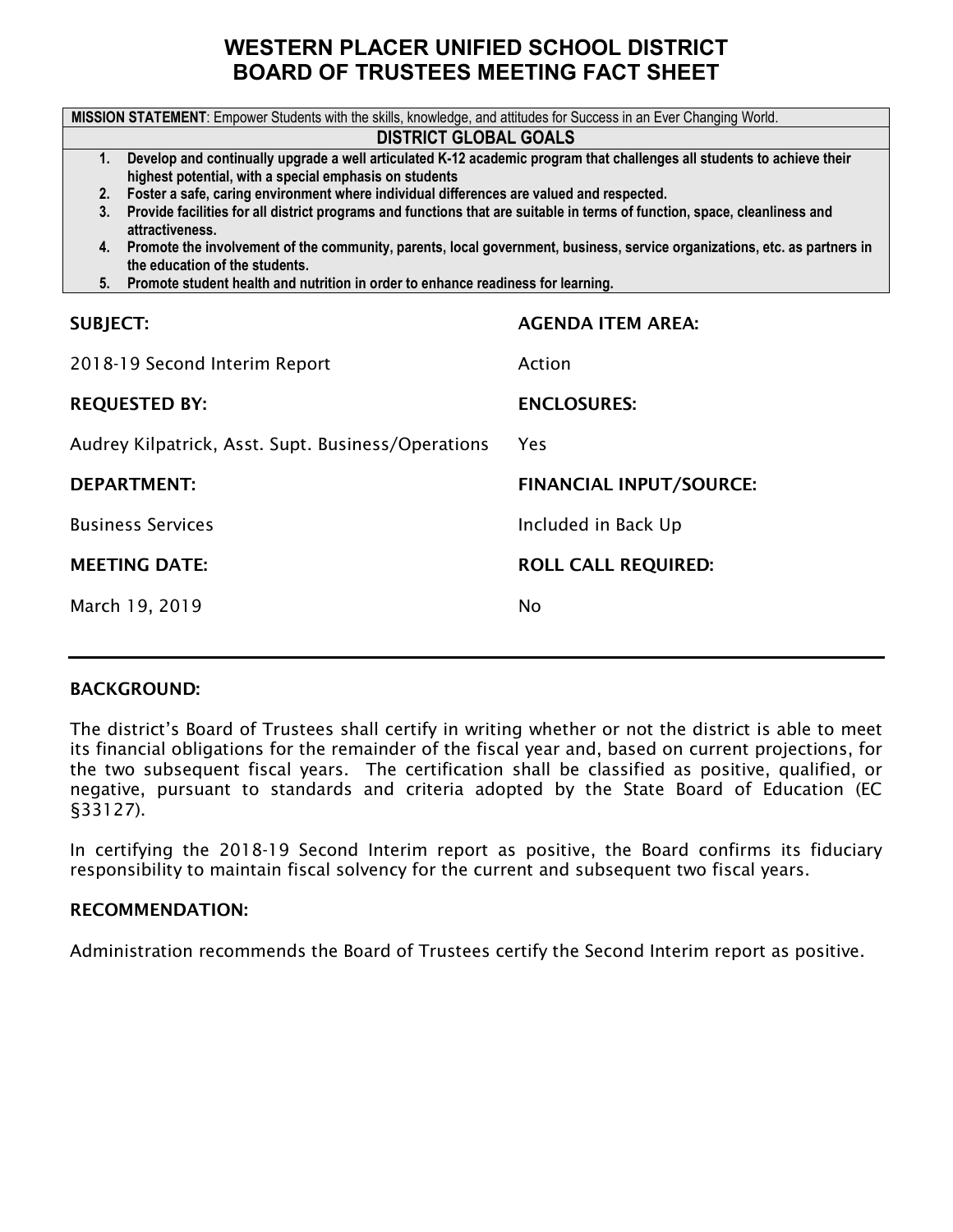# WESTERN PLACER UNIFIED SCHOOL DISTRICT
# BOARD OF TRUSTEES MEETING FACT SHEET

**MISSION STATEMENT**: Empower Students with the skills, knowledge, and attitudes for Success in an Ever Changing World.

## DISTRICT GLOBAL GOALS

1. **Develop and continually upgrade a well articulated K-12 academic program that challenges all students to achieve their highest potential, with a special emphasis on students**
2. **Foster a safe, caring environment where individual differences are valued and respected.**
3. **Provide facilities for all district programs and functions that are suitable in terms of function, space, cleanliness and attractiveness.**
4. **Promote the involvement of the community, parents, local government, business, service organizations, etc. as partners in the education of the students.**
5. **Promote student health and nutrition in order to enhance readiness for learning.**

| **SUBJECT:** | **AGENDA ITEM AREA:** |
|---|---|
| 2018-19 Second Interim Report | Action |
| **REQUESTED BY:** | **ENCLOSURES:** |
| Audrey Kilpatrick, Asst. Supt. Business/Operations | Yes |
| **DEPARTMENT:** | **FINANCIAL INPUT/SOURCE:** |
| Business Services | Included in Back Up |
| **MEETING DATE:** | **ROLL CALL REQUIRED:** |
| March 19, 2019 | No |

---

### BACKGROUND:

The district's Board of Trustees shall certify in writing whether or not the district is able to meet its financial obligations for the remainder of the fiscal year and, based on current projections, for the two subsequent fiscal years. The certification shall be classified as positive, qualified, or negative, pursuant to standards and criteria adopted by the State Board of Education (EC §33127).

In certifying the 2018-19 Second Interim report as positive, the Board confirms its fiduciary responsibility to maintain fiscal solvency for the current and subsequent two fiscal years.

### RECOMMENDATION:

Administration recommends the Board of Trustees certify the Second Interim report as positive.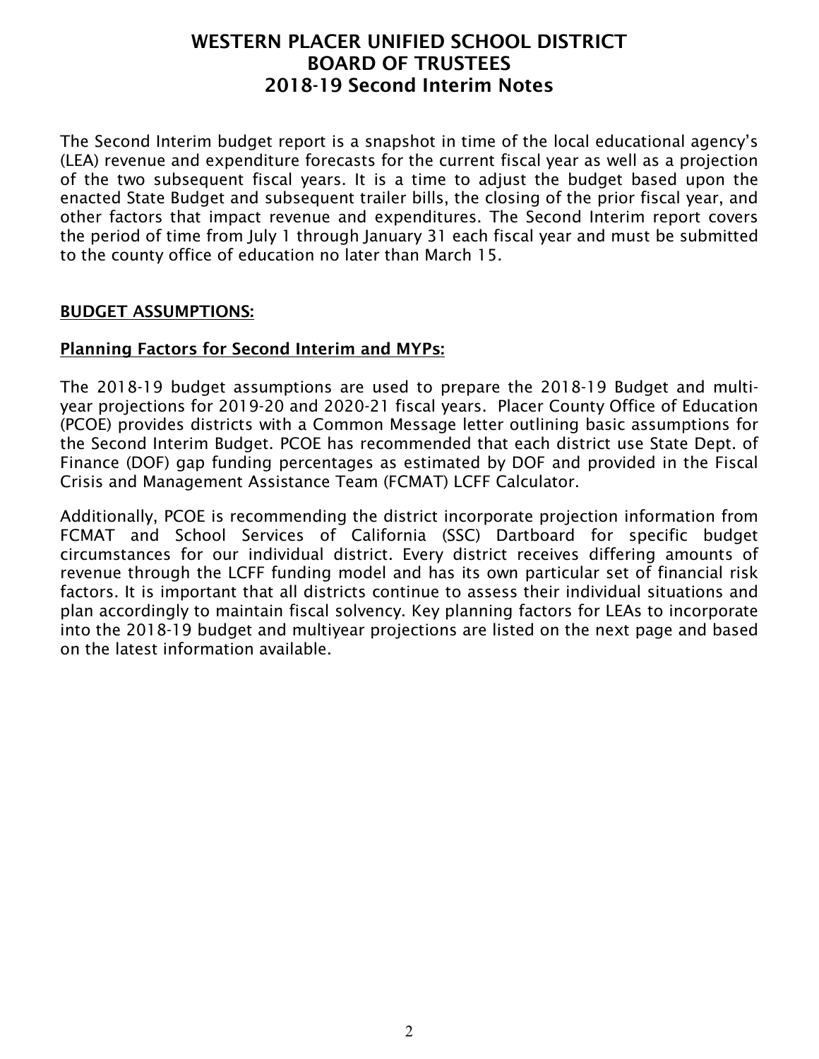# WESTERN PLACER UNIFIED SCHOOL DISTRICT
# BOARD OF TRUSTEES
# 2018-19 Second Interim Notes

The Second Interim budget report is a snapshot in time of the local educational agency's (LEA) revenue and expenditure forecasts for the current fiscal year as well as a projection of the two subsequent fiscal years. It is a time to adjust the budget based upon the enacted State Budget and subsequent trailer bills, the closing of the prior fiscal year, and other factors that impact revenue and expenditures. The Second Interim report covers the period of time from July 1 through January 31 each fiscal year and must be submitted to the county office of education no later than March 15.

## BUDGET ASSUMPTIONS:

### Planning Factors for Second Interim and MYPs:

The 2018-19 budget assumptions are used to prepare the 2018-19 Budget and multi-year projections for 2019-20 and 2020-21 fiscal years. Placer County Office of Education (PCOE) provides districts with a Common Message letter outlining basic assumptions for the Second Interim Budget. PCOE has recommended that each district use State Dept. of Finance (DOF) gap funding percentages as estimated by DOF and provided in the Fiscal Crisis and Management Assistance Team (FCMAT) LCFF Calculator.

Additionally, PCOE is recommending the district incorporate projection information from FCMAT and School Services of California (SSC) Dartboard for specific budget circumstances for our individual district. Every district receives differing amounts of revenue through the LCFF funding model and has its own particular set of financial risk factors. It is important that all districts continue to assess their individual situations and plan accordingly to maintain fiscal solvency. Key planning factors for LEAs to incorporate into the 2018-19 budget and multiyear projections are listed on the next page and based on the latest information available.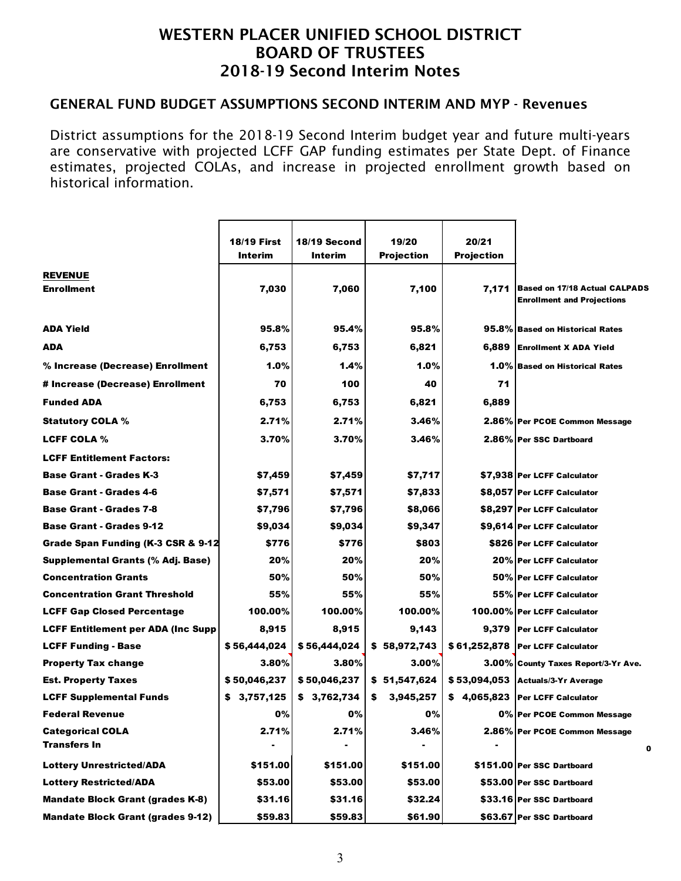# WESTERN PLACER UNIFIED SCHOOL DISTRICT
# BOARD OF TRUSTEES
## 2018-19 Second Interim Notes

### GENERAL FUND BUDGET ASSUMPTIONS SECOND INTERIM AND MYP - Revenues

District assumptions for the 2018-19 Second Interim budget year and future multi-years are conservative with projected LCFF GAP funding estimates per State Dept. of Finance estimates, projected COLAs, and increase in projected enrollment growth based on historical information.

| | 18/19 First Interim | 18/19 Second Interim | 19/20 Projection | 20/21 Projection | |
|---|---|---|---|---|---|
| **REVENUE** | | | | | |
| **Enrollment** | 7,030 | 7,060 | 7,100 | 7,171 | Based on 17/18 Actual CALPADS Enrollment and Projections |
| **ADA Yield** | 95.8% | 95.4% | 95.8% | 95.8% | Based on Historical Rates |
| **ADA** | 6,753 | 6,753 | 6,821 | 6,889 | Enrollment X ADA Yield |
| **% Increase (Decrease) Enrollment** | 1.0% | 1.4% | 1.0% | 1.0% | Based on Historical Rates |
| **# Increase (Decrease) Enrollment** | 70 | 100 | 40 | 71 | |
| **Funded ADA** | 6,753 | 6,753 | 6,821 | 6,889 | |
| **Statutory COLA %** | 2.71% | 2.71% | 3.46% | 2.86% | Per PCOE Common Message |
| **LCFF COLA %** | 3.70% | 3.70% | 3.46% | 2.86% | Per SSC Dartboard |
| **LCFF Entitlement Factors:** | | | | | |
| **Base Grant - Grades K-3** | $7,459 | $7,459 | $7,717 | $7,938 | Per LCFF Calculator |
| **Base Grant - Grades 4-6** | $7,571 | $7,571 | $7,833 | $8,057 | Per LCFF Calculator |
| **Base Grant - Grades 7-8** | $7,796 | $7,796 | $8,066 | $8,297 | Per LCFF Calculator |
| **Base Grant - Grades 9-12** | $9,034 | $9,034 | $9,347 | $9,614 | Per LCFF Calculator |
| **Grade Span Funding (K-3 CSR & 9-12** | $776 | $776 | $803 | $826 | Per LCFF Calculator |
| **Supplemental Grants (% Adj. Base)** | 20% | 20% | 20% | 20% | Per LCFF Calculator |
| **Concentration Grants** | 50% | 50% | 50% | 50% | Per LCFF Calculator |
| **Concentration Grant Threshold** | 55% | 55% | 55% | 55% | Per LCFF Calculator |
| **LCFF Gap Closed Percentage** | 100.00% | 100.00% | 100.00% | 100.00% | Per LCFF Calculator |
| **LCFF Entitlement per ADA (Inc Supp** | 8,915 | 8,915 | 9,143 | 9,379 | Per LCFF Calculator |
| **LCFF Funding - Base** | $ 56,444,024 | $ 56,444,024 | $ 58,972,743 | $ 61,252,878 | Per LCFF Calculator |
| **Property Tax change** | 3.80% | 3.80% | 3.00% | 3.00% | County Taxes Report/3-Yr Ave. |
| **Est. Property Taxes** | $ 50,046,237 | $ 50,046,237 | $ 51,547,624 | $ 53,094,053 | Actuals/3-Yr Average |
| **LCFF Supplemental Funds** | $ 3,757,125 | $ 3,762,734 | $ 3,945,257 | $ 4,065,823 | Per LCFF Calculator |
| **Federal Revenue** | 0% | 0% | 0% | 0% | Per PCOE Common Message |
| **Categorical COLA** | 2.71% | 2.71% | 3.46% | 2.86% | Per PCOE Common Message |
| **Transfers In** | - | - | - | - | 0 |
| **Lottery Unrestricted/ADA** | $151.00 | $151.00 | $151.00 | $151.00 | Per SSC Dartboard |
| **Lottery Restricted/ADA** | $53.00 | $53.00 | $53.00 | $53.00 | Per SSC Dartboard |
| **Mandate Block Grant (grades K-8)** | $31.16 | $31.16 | $32.24 | $33.16 | Per SSC Dartboard |
| **Mandate Block Grant (grades 9-12)** | $59.83 | $59.83 | $61.90 | $63.67 | Per SSC Dartboard |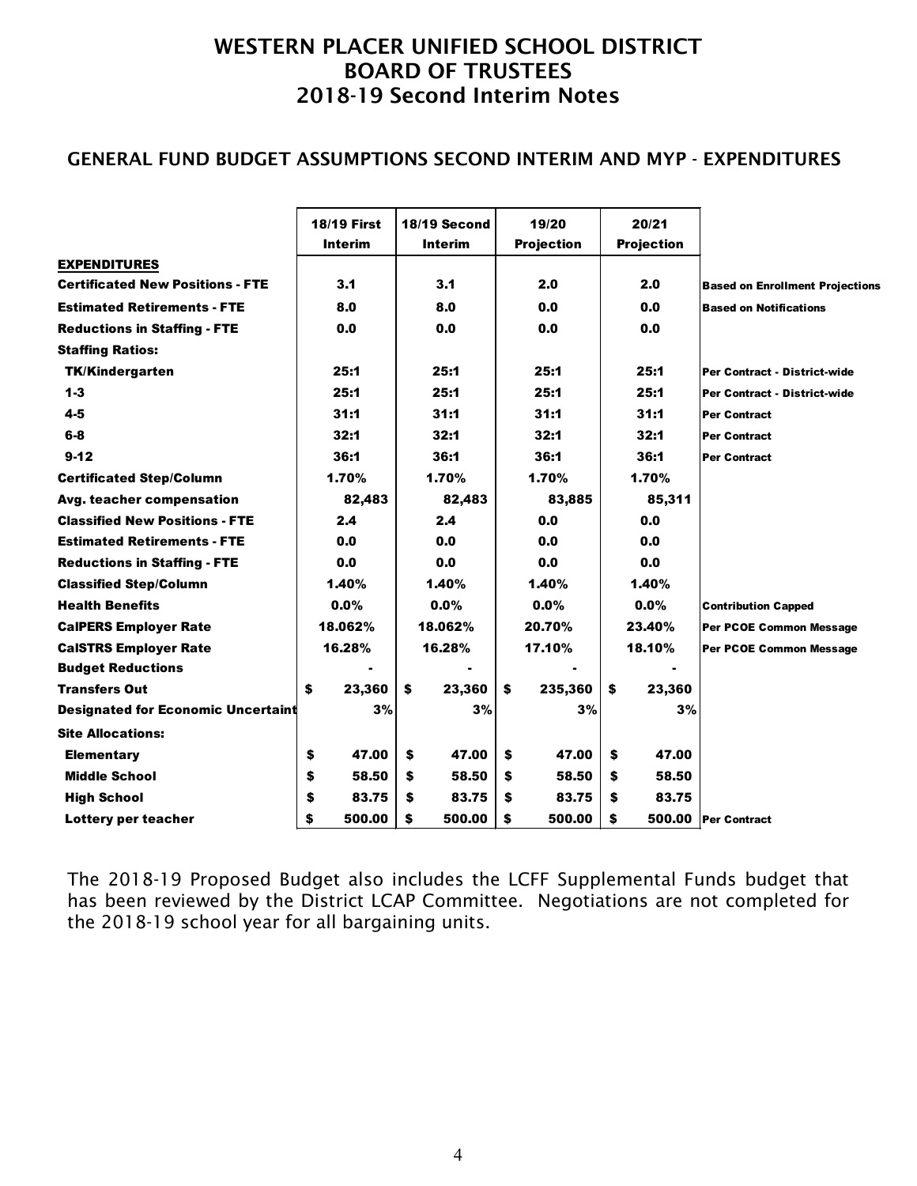# WESTERN PLACER UNIFIED SCHOOL DISTRICT
# BOARD OF TRUSTEES
# 2018-19 Second Interim Notes

## GENERAL FUND BUDGET ASSUMPTIONS SECOND INTERIM AND MYP - EXPENDITURES

| | 18/19 First Interim | 18/19 Second Interim | 19/20 Projection | 20/21 Projection | |
|---|---|---|---|---|---|
| **EXPENDITURES** | | | | | |
| **Certificated New Positions - FTE** | 3.1 | 3.1 | 2.0 | 2.0 | Based on Enrollment Projections |
| **Estimated Retirements - FTE** | 8.0 | 8.0 | 0.0 | 0.0 | Based on Notifications |
| **Reductions in Staffing - FTE** | 0.0 | 0.0 | 0.0 | 0.0 | |
| **Staffing Ratios:** | | | | | |
| TK/Kindergarten | 25:1 | 25:1 | 25:1 | 25:1 | Per Contract - District-wide |
| 1-3 | 25:1 | 25:1 | 25:1 | 25:1 | Per Contract - District-wide |
| 4-5 | 31:1 | 31:1 | 31:1 | 31:1 | Per Contract |
| 6-8 | 32:1 | 32:1 | 32:1 | 32:1 | Per Contract |
| 9-12 | 36:1 | 36:1 | 36:1 | 36:1 | Per Contract |
| **Certificated Step/Column** | 1.70% | 1.70% | 1.70% | 1.70% | |
| **Avg. teacher compensation** | 82,483 | 82,483 | 83,885 | 85,311 | |
| **Classified New Positions - FTE** | 2.4 | 2.4 | 0.0 | 0.0 | |
| **Estimated Retirements - FTE** | 0.0 | 0.0 | 0.0 | 0.0 | |
| **Reductions in Staffing - FTE** | 0.0 | 0.0 | 0.0 | 0.0 | |
| **Classified Step/Column** | 1.40% | 1.40% | 1.40% | 1.40% | |
| **Health Benefits** | 0.0% | 0.0% | 0.0% | 0.0% | Contribution Capped |
| **CalPERS Employer Rate** | 18.062% | 18.062% | 20.70% | 23.40% | Per PCOE Common Message |
| **CalSTRS Employer Rate** | 16.28% | 16.28% | 17.10% | 18.10% | Per PCOE Common Message |
| **Budget Reductions** | - | - | - | - | |
| **Transfers Out** | $ 23,360 | $ 23,360 | $ 235,360 | $ 23,360 | |
| **Designated for Economic Uncertaint** | 3% | 3% | 3% | 3% | |
| **Site Allocations:** | | | | | |
| Elementary | $ 47.00 | $ 47.00 | $ 47.00 | $ 47.00 | |
| Middle School | $ 58.50 | $ 58.50 | $ 58.50 | $ 58.50 | |
| High School | $ 83.75 | $ 83.75 | $ 83.75 | $ 83.75 | |
| Lottery per teacher | $ 500.00 | $ 500.00 | $ 500.00 | $ 500.00 | Per Contract |

The 2018-19 Proposed Budget also includes the LCFF Supplemental Funds budget that has been reviewed by the District LCAP Committee. Negotiations are not completed for the 2018-19 school year for all bargaining units.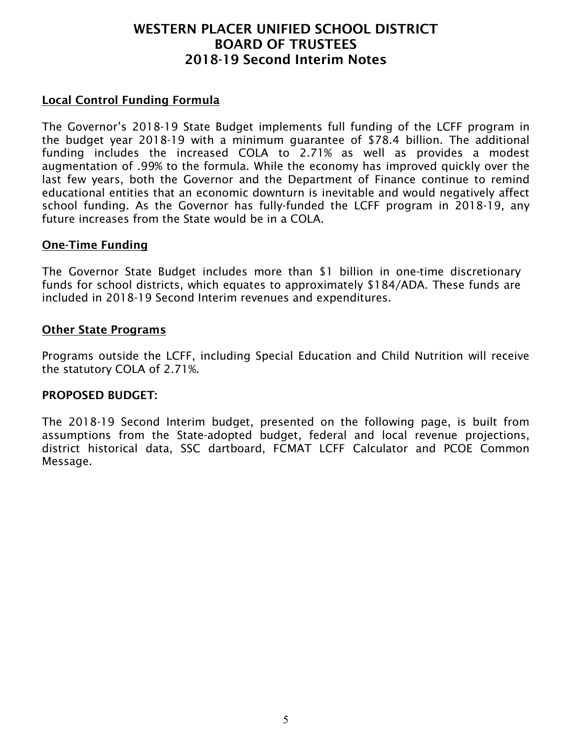# WESTERN PLACER UNIFIED SCHOOL DISTRICT
# BOARD OF TRUSTEES
# 2018-19 Second Interim Notes

## Local Control Funding Formula

The Governor's 2018-19 State Budget implements full funding of the LCFF program in the budget year 2018-19 with a minimum guarantee of $78.4 billion. The additional funding includes the increased COLA to 2.71% as well as provides a modest augmentation of .99% to the formula. While the economy has improved quickly over the last few years, both the Governor and the Department of Finance continue to remind educational entities that an economic downturn is inevitable and would negatively affect school funding. As the Governor has fully-funded the LCFF program in 2018-19, any future increases from the State would be in a COLA.

## One-Time Funding

The Governor State Budget includes more than $1 billion in one-time discretionary funds for school districts, which equates to approximately $184/ADA. These funds are included in 2018-19 Second Interim revenues and expenditures.

## Other State Programs

Programs outside the LCFF, including Special Education and Child Nutrition will receive the statutory COLA of 2.71%.

**PROPOSED BUDGET:**

The 2018-19 Second Interim budget, presented on the following page, is built from assumptions from the State-adopted budget, federal and local revenue projections, district historical data, SSC dartboard, FCMAT LCFF Calculator and PCOE Common Message.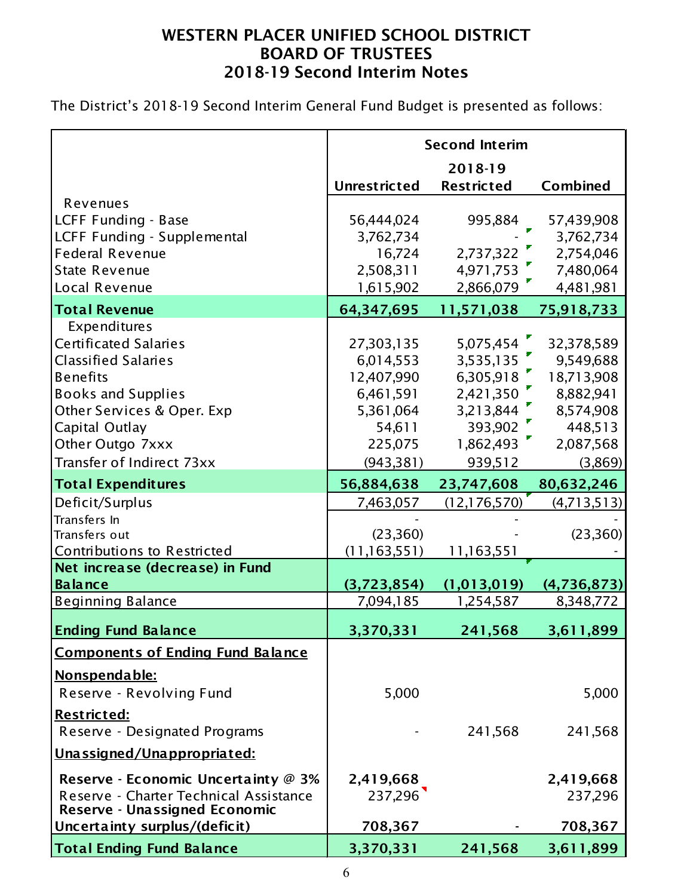# WESTERN PLACER UNIFIED SCHOOL DISTRICT
# BOARD OF TRUSTEES
# 2018-19 Second Interim Notes

The District's 2018-19 Second Interim General Fund Budget is presented as follows:

| | Second Interim | | |
|---|---|---|---|
| | | 2018-19 | |
| | Unrestricted | Restricted | Combined |
| Revenues | | | |
| LCFF Funding - Base | 56,444,024 | 995,884 | 57,439,908 |
| LCFF Funding - Supplemental | 3,762,734 | - | 3,762,734 |
| Federal Revenue | 16,724 | 2,737,322 | 2,754,046 |
| State Revenue | 2,508,311 | 4,971,753 | 7,480,064 |
| Local Revenue | 1,615,902 | 2,866,079 | 4,481,981 |
| **Total Revenue** | **64,347,695** | **11,571,038** | **75,918,733** |
| Expenditures | | | |
| Certificated Salaries | 27,303,135 | 5,075,454 | 32,378,589 |
| Classified Salaries | 6,014,553 | 3,535,135 | 9,549,688 |
| Benefits | 12,407,990 | 6,305,918 | 18,713,908 |
| Books and Supplies | 6,461,591 | 2,421,350 | 8,882,941 |
| Other Services & Oper. Exp | 5,361,064 | 3,213,844 | 8,574,908 |
| Capital Outlay | 54,611 | 393,902 | 448,513 |
| Other Outgo 7xxx | 225,075 | 1,862,493 | 2,087,568 |
| Transfer of Indirect 73xx | (943,381) | 939,512 | (3,869) |
| **Total Expenditures** | **56,884,638** | **23,747,608** | **80,632,246** |
| Deficit/Surplus | 7,463,057 | (12,176,570) | (4,713,513) |
| Transfers In | - | - | - |
| Transfers out | (23,360) | - | (23,360) |
| Contributions to Restricted | (11,163,551) | 11,163,551 | - |
| **Net increase (decrease) in Fund Balance** | **(3,723,854)** | **(1,013,019)** | **(4,736,873)** |
| Beginning Balance | 7,094,185 | 1,254,587 | 8,348,772 |
| **Ending Fund Balance** | **3,370,331** | **241,568** | **3,611,899** |
| **Components of Ending Fund Balance** | | | |
| **Nonspendable:** | | | |
| Reserve - Revolving Fund | 5,000 | | 5,000 |
| **Restricted:** | | | |
| Reserve - Designated Programs | - | 241,568 | 241,568 |
| **Unassigned/Unappropriated:** | | | |
| **Reserve - Economic Uncertainty @ 3%** | **2,419,668** | | **2,419,668** |
| Reserve - Charter Technical Assistance | 237,296 | | 237,296 |
| **Reserve - Unassigned Economic Uncertainty surplus/(deficit)** | **708,367** | - | **708,367** |
| **Total Ending Fund Balance** | **3,370,331** | **241,568** | **3,611,899** |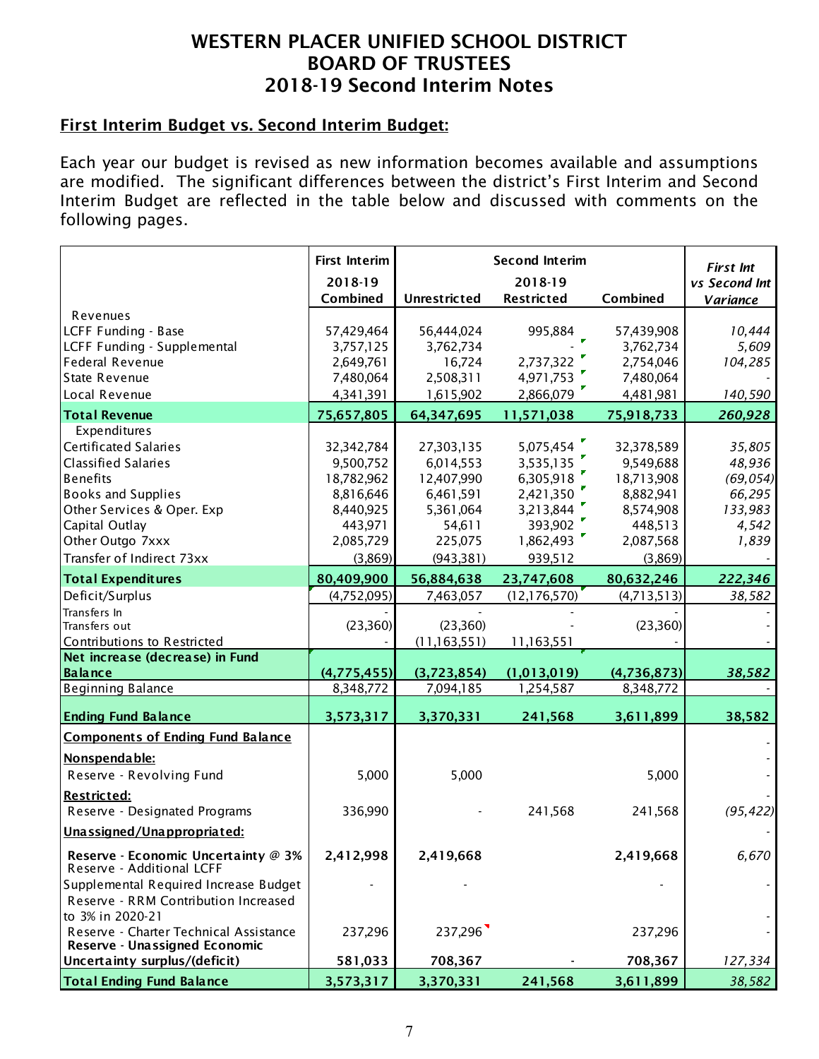# WESTERN PLACER UNIFIED SCHOOL DISTRICT
# BOARD OF TRUSTEES
# 2018-19 Second Interim Notes

## First Interim Budget vs. Second Interim Budget:

Each year our budget is revised as new information becomes available and assumptions are modified. The significant differences between the district's First Interim and Second Interim Budget are reflected in the table below and discussed with comments on the following pages.

| | First Interim | Second Interim | | | *First Int vs Second Int* |
|---|---|---|---|---|---|
| | 2018-19 Combined | 2018-19 Unrestricted | Restricted | Combined | *Variance* |
| Revenues | | | | | |
| LCFF Funding - Base | 57,429,464 | 56,444,024 | 995,884 | 57,439,908 | *10,444* |
| LCFF Funding - Supplemental | 3,757,125 | 3,762,734 | - | 3,762,734 | *5,609* |
| Federal Revenue | 2,649,761 | 16,724 | 2,737,322 | 2,754,046 | *104,285* |
| State Revenue | 7,480,064 | 2,508,311 | 4,971,753 | 7,480,064 | - |
| Local Revenue | 4,341,391 | 1,615,902 | 2,866,079 | 4,481,981 | *140,590* |
| **Total Revenue** | **75,657,805** | **64,347,695** | **11,571,038** | **75,918,733** | ***260,928*** |
| Expenditures | | | | | |
| Certificated Salaries | 32,342,784 | 27,303,135 | 5,075,454 | 32,378,589 | *35,805* |
| Classified Salaries | 9,500,752 | 6,014,553 | 3,535,135 | 9,549,688 | *48,936* |
| Benefits | 18,782,962 | 12,407,990 | 6,305,918 | 18,713,908 | *(69,054)* |
| Books and Supplies | 8,816,646 | 6,461,591 | 2,421,350 | 8,882,941 | *66,295* |
| Other Services & Oper. Exp | 8,440,925 | 5,361,064 | 3,213,844 | 8,574,908 | *133,983* |
| Capital Outlay | 443,971 | 54,611 | 393,902 | 448,513 | *4,542* |
| Other Outgo 7xxx | 2,085,729 | 225,075 | 1,862,493 | 2,087,568 | *1,839* |
| Transfer of Indirect 73xx | (3,869) | (943,381) | 939,512 | (3,869) | - |
| **Total Expenditures** | **80,409,900** | **56,884,638** | **23,747,608** | **80,632,246** | ***222,346*** |
| Deficit/Surplus | (4,752,095) | 7,463,057 | (12,176,570) | (4,713,513) | *38,582* |
| Transfers In | - | - | - | - | - |
| Transfers out | (23,360) | (23,360) | - | (23,360) | - |
| Contributions to Restricted | - | (11,163,551) | 11,163,551 | - | - |
| **Net increase (decrease) in Fund Balance** | **(4,775,455)** | **(3,723,854)** | **(1,013,019)** | **(4,736,873)** | ***38,582*** |
| Beginning Balance | 8,348,772 | 7,094,185 | 1,254,587 | 8,348,772 | - |
| **Ending Fund Balance** | **3,573,317** | **3,370,331** | **241,568** | **3,611,899** | **38,582** |
| **Components of Ending Fund Balance** | | | | | - |
| **Nonspendable:** | | | | | - |
| Reserve - Revolving Fund | 5,000 | 5,000 | | 5,000 | - |
| **Restricted:** | | | | | - |
| Reserve - Designated Programs | 336,990 | - | 241,568 | 241,568 | *(95,422)* |
| **Unassigned/Unappropriated:** | | | | | - |
| **Reserve - Economic Uncertainty @ 3%** | **2,412,998** | **2,419,668** | | **2,419,668** | *6,670* |
| Reserve - Additional LCFF Supplemental Required Increase Budget | - | - | | - | - |
| Reserve - RRM Contribution Increased to 3% in 2020-21 | | | | | - |
| Reserve - Charter Technical Assistance | 237,296 | 237,296 | | 237,296 | - |
| **Reserve - Unassigned Economic Uncertainty surplus/(deficit)** | **581,033** | **708,367** | - | **708,367** | *127,334* |
| **Total Ending Fund Balance** | **3,573,317** | **3,370,331** | **241,568** | **3,611,899** | *38,582* |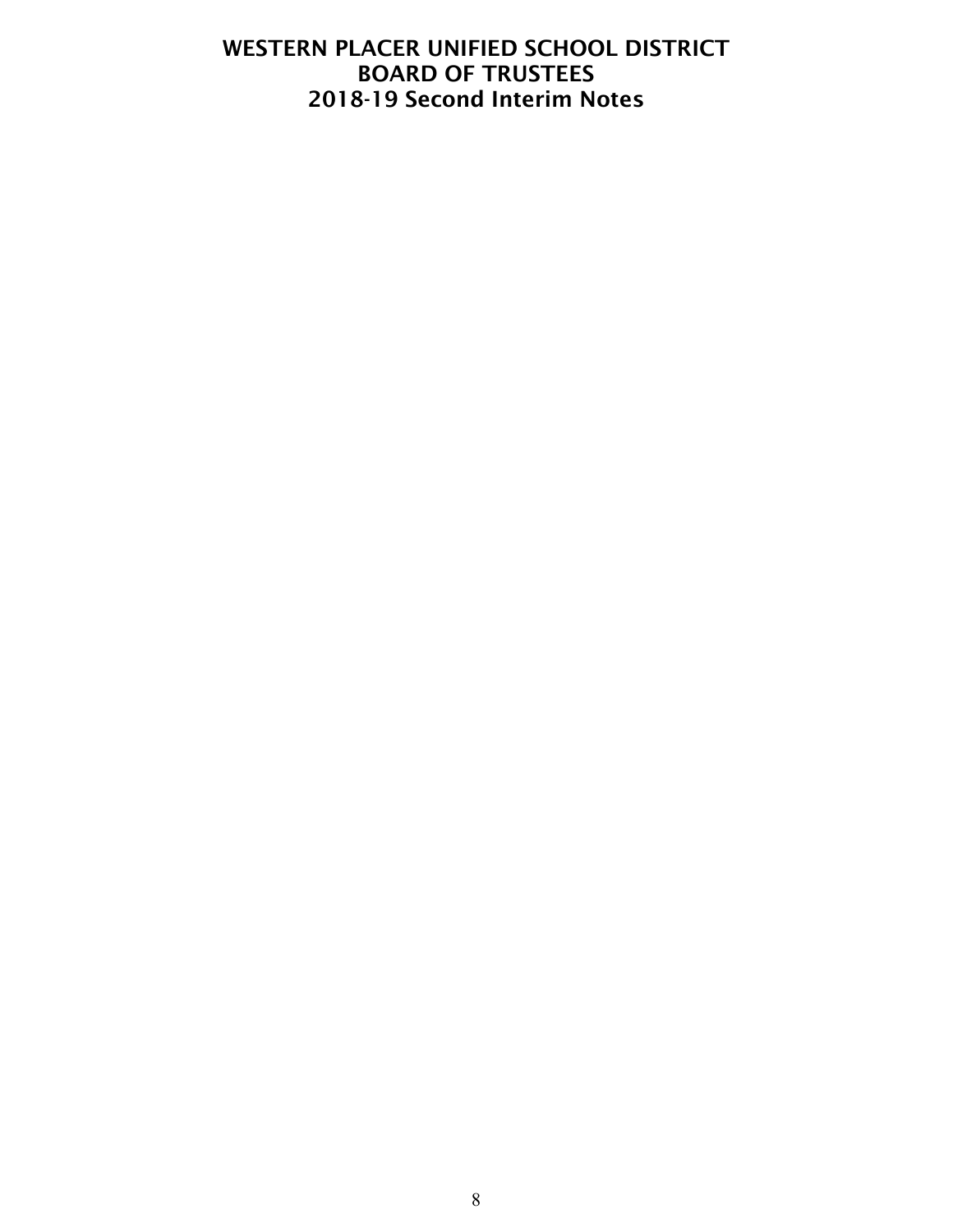# WESTERN PLACER UNIFIED SCHOOL DISTRICT
# BOARD OF TRUSTEES
# 2018-19 Second Interim Notes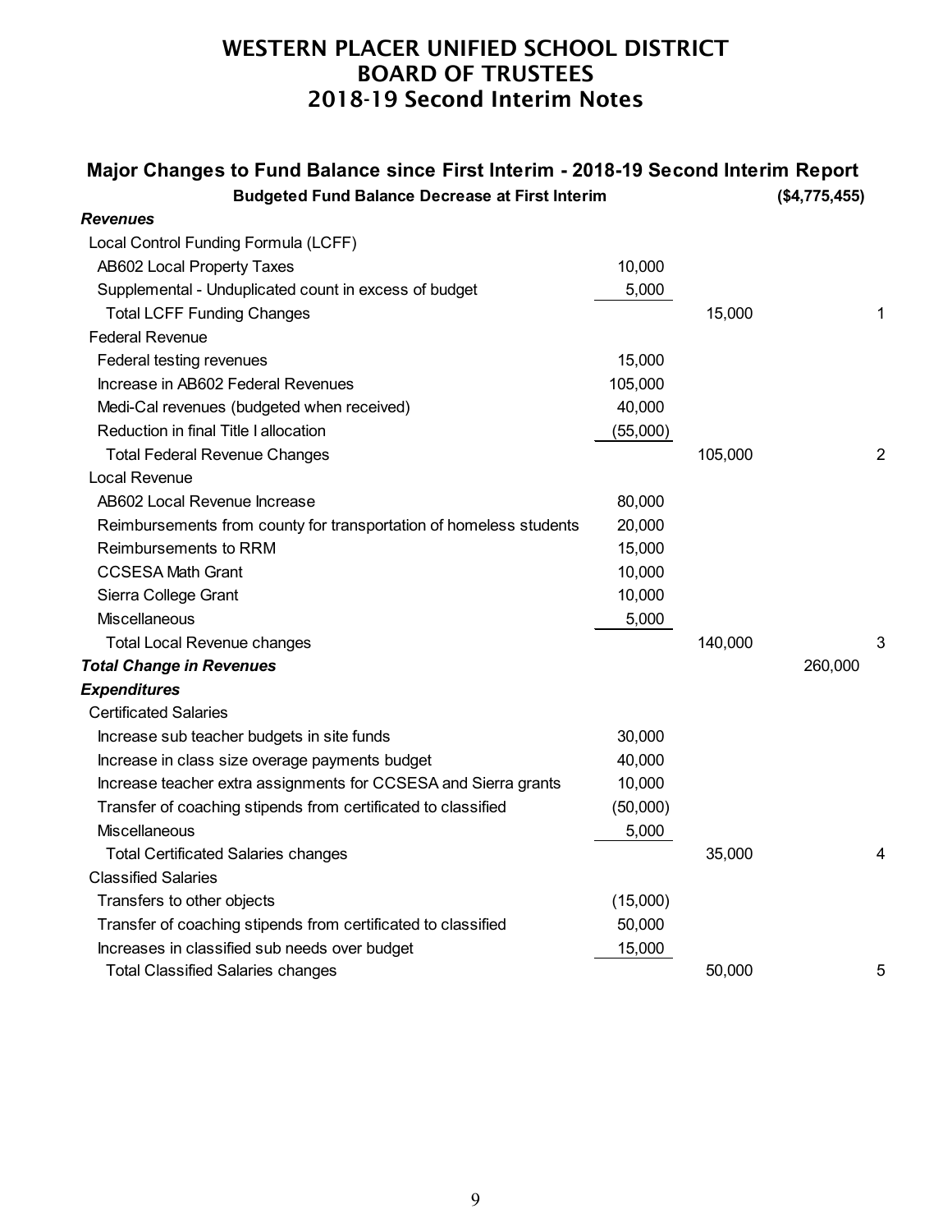# WESTERN PLACER UNIFIED SCHOOL DISTRICT
# BOARD OF TRUSTEES
# 2018-19 Second Interim Notes

## Major Changes to Fund Balance since First Interim - 2018-19 Second Interim Report

| | | | | |
|---|---|---|---|---|
| **Budgeted Fund Balance Decrease at First Interim** | | | **($4,775,455)** | |
| ***Revenues*** | | | | |
| Local Control Funding Formula (LCFF) | | | | |
| AB602 Local Property Taxes | 10,000 | | | |
| Supplemental - Unduplicated count in excess of budget | 5,000 | | | |
| Total LCFF Funding Changes | | 15,000 | | 1 |
| Federal Revenue | | | | |
| Federal testing revenues | 15,000 | | | |
| Increase in AB602 Federal Revenues | 105,000 | | | |
| Medi-Cal revenues (budgeted when received) | 40,000 | | | |
| Reduction in final Title I allocation | (55,000) | | | |
| Total Federal Revenue Changes | | 105,000 | | 2 |
| Local Revenue | | | | |
| AB602 Local Revenue Increase | 80,000 | | | |
| Reimbursements from county for transportation of homeless students | 20,000 | | | |
| Reimbursements to RRM | 15,000 | | | |
| CCSESA Math Grant | 10,000 | | | |
| Sierra College Grant | 10,000 | | | |
| Miscellaneous | 5,000 | | | |
| Total Local Revenue changes | | 140,000 | | 3 |
| ***Total Change in Revenues*** | | | 260,000 | |
| ***Expenditures*** | | | | |
| Certificated Salaries | | | | |
| Increase sub teacher budgets in site funds | 30,000 | | | |
| Increase in class size overage payments budget | 40,000 | | | |
| Increase teacher extra assignments for CCSESA and Sierra grants | 10,000 | | | |
| Transfer of coaching stipends from certificated to classified | (50,000) | | | |
| Miscellaneous | 5,000 | | | |
| Total Certificated Salaries changes | | 35,000 | | 4 |
| Classified Salaries | | | | |
| Transfers to other objects | (15,000) | | | |
| Transfer of coaching stipends from certificated to classified | 50,000 | | | |
| Increases in classified sub needs over budget | 15,000 | | | |
| Total Classified Salaries changes | | 50,000 | | 5 |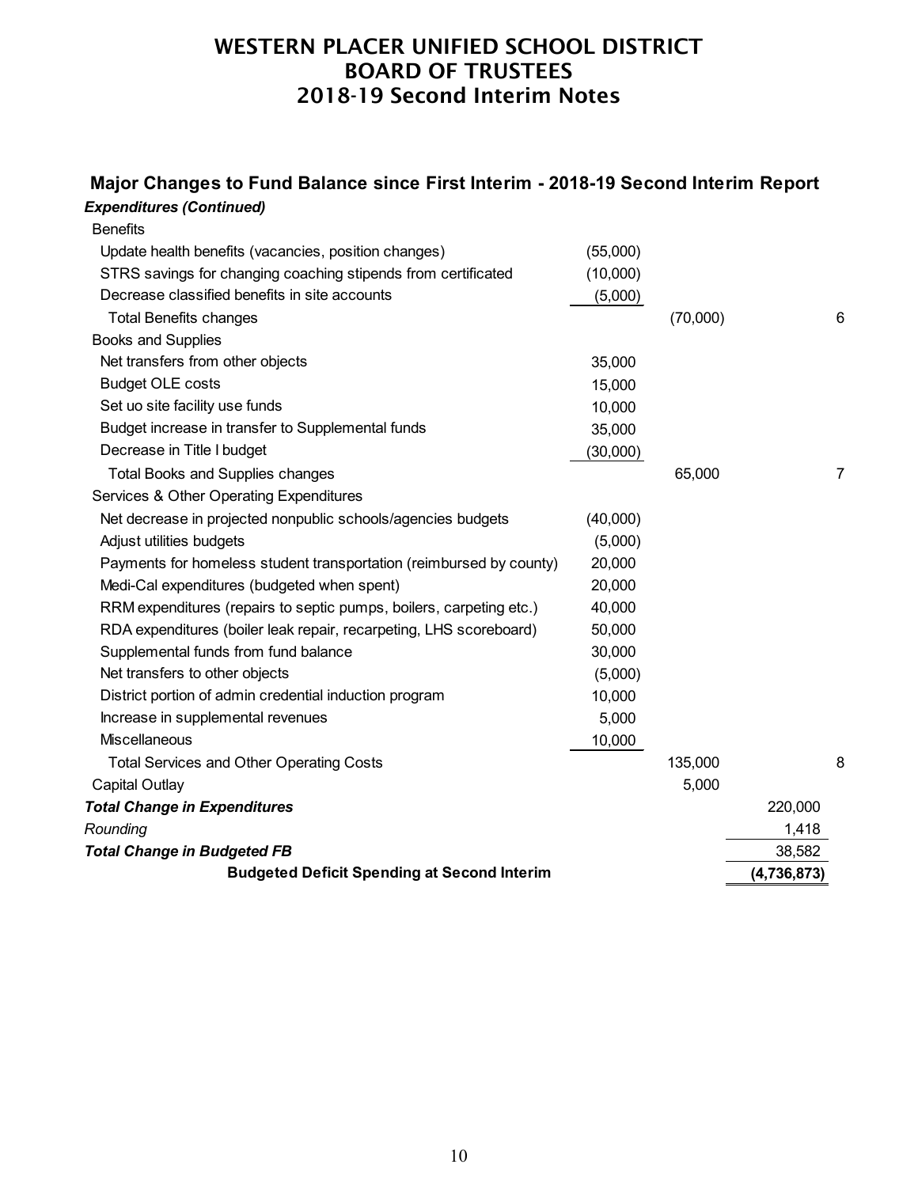# WESTERN PLACER UNIFIED SCHOOL DISTRICT
# BOARD OF TRUSTEES
# 2018-19 Second Interim Notes

## Major Changes to Fund Balance since First Interim - 2018-19 Second Interim Report

***Expenditures (Continued)***

| | | | | |
|---|---|---|---|---|
| Benefits | | | | |
| Update health benefits (vacancies, position changes) | (55,000) | | | |
| STRS savings for changing coaching stipends from certificated | (10,000) | | | |
| Decrease classified benefits in site accounts | (5,000) | | | |
| Total Benefits changes | | (70,000) | | 6 |
| Books and Supplies | | | | |
| Net transfers from other objects | 35,000 | | | |
| Budget OLE costs | 15,000 | | | |
| Set uo site facility use funds | 10,000 | | | |
| Budget increase in transfer to Supplemental funds | 35,000 | | | |
| Decrease in Title I budget | (30,000) | | | |
| Total Books and Supplies changes | | 65,000 | | 7 |
| Services & Other Operating Expenditures | | | | |
| Net decrease in projected nonpublic schools/agencies budgets | (40,000) | | | |
| Adjust utilities budgets | (5,000) | | | |
| Payments for homeless student transportation (reimbursed by county) | 20,000 | | | |
| Medi-Cal expenditures (budgeted when spent) | 20,000 | | | |
| RRM expenditures (repairs to septic pumps, boilers, carpeting etc.) | 40,000 | | | |
| RDA expenditures (boiler leak repair, recarpeting, LHS scoreboard) | 50,000 | | | |
| Supplemental funds from fund balance | 30,000 | | | |
| Net transfers to other objects | (5,000) | | | |
| District portion of admin credential induction program | 10,000 | | | |
| Increase in supplemental revenues | 5,000 | | | |
| Miscellaneous | 10,000 | | | |
| Total Services and Other Operating Costs | | 135,000 | | 8 |
| Capital Outlay | | 5,000 | | |
| ***Total Change in Expenditures*** | | | 220,000 | |
| *Rounding* | | | 1,418 | |
| ***Total Change in Budgeted FB*** | | | 38,582 | |
| **Budgeted Deficit Spending at Second Interim** | | | **(4,736,873)** | |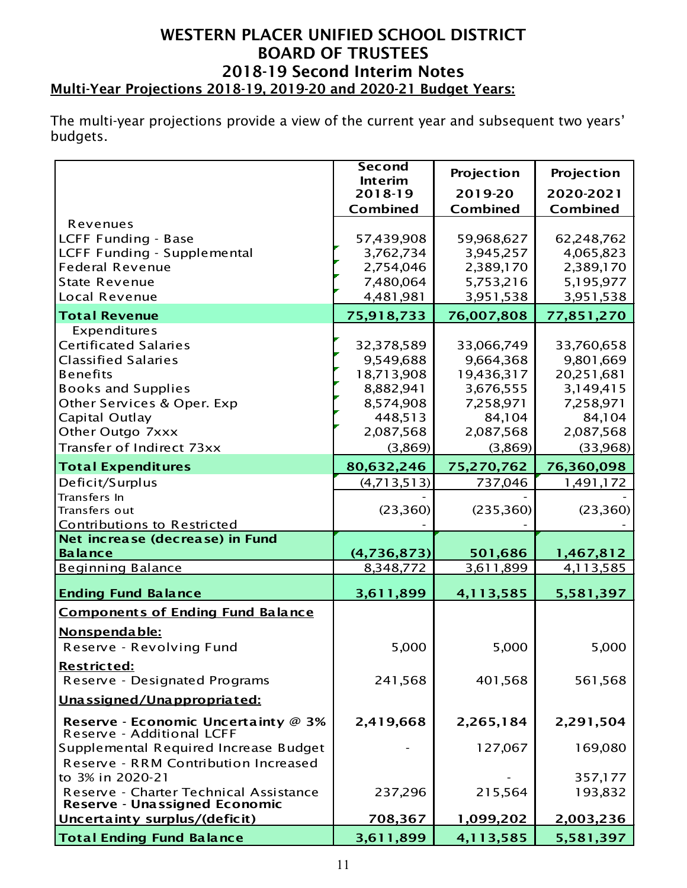# WESTERN PLACER UNIFIED SCHOOL DISTRICT
# BOARD OF TRUSTEES
## 2018-19 Second Interim Notes

**Multi-Year Projections 2018-19, 2019-20 and 2020-21 Budget Years:**

The multi-year projections provide a view of the current year and subsequent two years' budgets.

| | Second Interim 2018-19 Combined | Projection 2019-20 Combined | Projection 2020-2021 Combined |
|---|---|---|---|
| Revenues | | | |
| LCFF Funding - Base | 57,439,908 | 59,968,627 | 62,248,762 |
| LCFF Funding - Supplemental | 3,762,734 | 3,945,257 | 4,065,823 |
| Federal Revenue | 2,754,046 | 2,389,170 | 2,389,170 |
| State Revenue | 7,480,064 | 5,753,216 | 5,195,977 |
| Local Revenue | 4,481,981 | 3,951,538 | 3,951,538 |
| **Total Revenue** | **75,918,733** | **76,007,808** | **77,851,270** |
| Expenditures | | | |
| Certificated Salaries | 32,378,589 | 33,066,749 | 33,760,658 |
| Classified Salaries | 9,549,688 | 9,664,368 | 9,801,669 |
| Benefits | 18,713,908 | 19,436,317 | 20,251,681 |
| Books and Supplies | 8,882,941 | 3,676,555 | 3,149,415 |
| Other Services & Oper. Exp | 8,574,908 | 7,258,971 | 7,258,971 |
| Capital Outlay | 448,513 | 84,104 | 84,104 |
| Other Outgo 7xxx | 2,087,568 | 2,087,568 | 2,087,568 |
| Transfer of Indirect 73xx | (3,869) | (3,869) | (33,968) |
| **Total Expenditures** | **80,632,246** | **75,270,762** | **76,360,098** |
| Deficit/Surplus | (4,713,513) | 737,046 | 1,491,172 |
| Transfers In | - | - | - |
| Transfers out | (23,360) | (235,360) | (23,360) |
| Contributions to Restricted | - | - | - |
| **Net increase (decrease) in Fund Balance** | **(4,736,873)** | **501,686** | **1,467,812** |
| Beginning Balance | 8,348,772 | 3,611,899 | 4,113,585 |
| **Ending Fund Balance** | **3,611,899** | **4,113,585** | **5,581,397** |
| **Components of Ending Fund Balance** | | | |
| **Nonspendable:** | | | |
| Reserve - Revolving Fund | 5,000 | 5,000 | 5,000 |
| **Restricted:** | | | |
| Reserve - Designated Programs | 241,568 | 401,568 | 561,568 |
| **Unassigned/Unappropriated:** | | | |
| **Reserve - Economic Uncertainty @ 3%** | **2,419,668** | **2,265,184** | **2,291,504** |
| Reserve - Additional LCFF Supplemental Required Increase Budget | - | 127,067 | 169,080 |
| Reserve - RRM Contribution Increased to 3% in 2020-21 | | - | 357,177 |
| Reserve - Charter Technical Assistance | 237,296 | 215,564 | 193,832 |
| **Reserve - Unassigned Economic Uncertainty surplus/(deficit)** | **708,367** | **1,099,202** | **2,003,236** |
| **Total Ending Fund Balance** | **3,611,899** | **4,113,585** | **5,581,397** |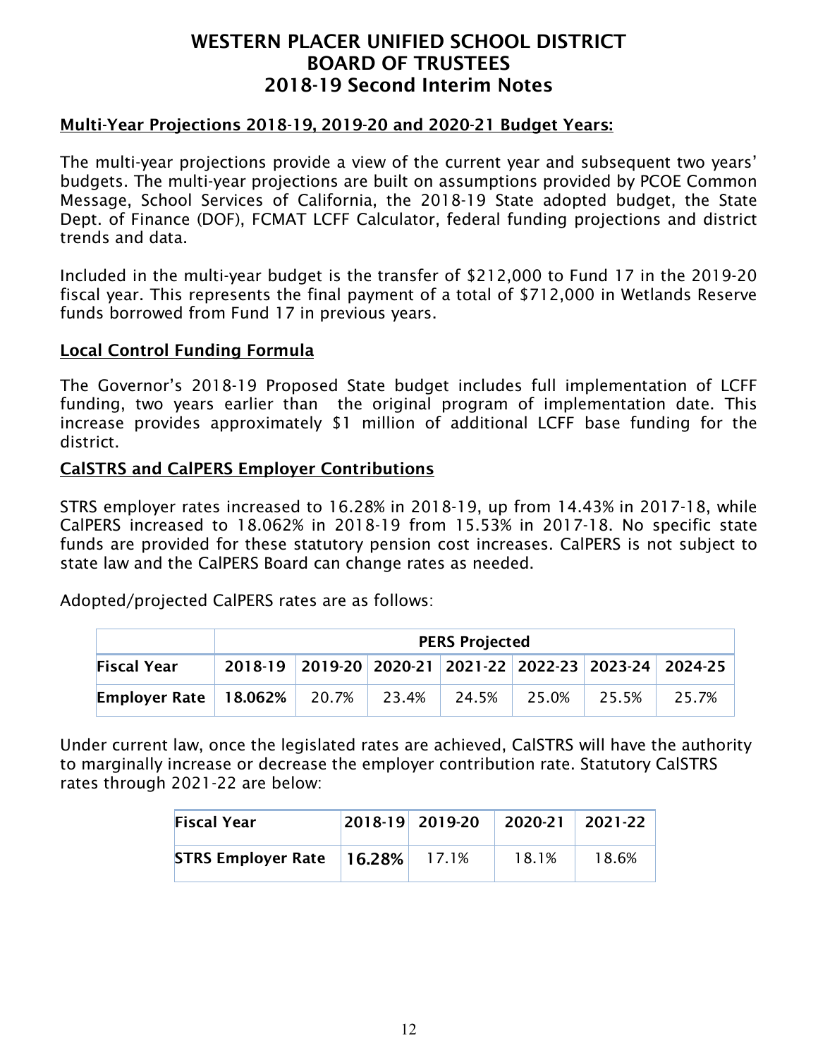# WESTERN PLACER UNIFIED SCHOOL DISTRICT
# BOARD OF TRUSTEES
# 2018-19 Second Interim Notes

## Multi-Year Projections 2018-19, 2019-20 and 2020-21 Budget Years:

The multi-year projections provide a view of the current year and subsequent two years' budgets. The multi-year projections are built on assumptions provided by PCOE Common Message, School Services of California, the 2018-19 State adopted budget, the State Dept. of Finance (DOF), FCMAT LCFF Calculator, federal funding projections and district trends and data.

Included in the multi-year budget is the transfer of $212,000 to Fund 17 in the 2019-20 fiscal year. This represents the final payment of a total of $712,000 in Wetlands Reserve funds borrowed from Fund 17 in previous years.

## Local Control Funding Formula

The Governor's 2018-19 Proposed State budget includes full implementation of LCFF funding, two years earlier than the original program of implementation date. This increase provides approximately $1 million of additional LCFF base funding for the district.

## CalSTRS and CalPERS Employer Contributions

STRS employer rates increased to 16.28% in 2018-19, up from 14.43% in 2017-18, while CalPERS increased to 18.062% in 2018-19 from 15.53% in 2017-18. No specific state funds are provided for these statutory pension cost increases. CalPERS is not subject to state law and the CalPERS Board can change rates as needed.

Adopted/projected CalPERS rates are as follows:

| | PERS Projected | | | | | | |
|---|---|---|---|---|---|---|---|
| **Fiscal Year** | **2018-19** | **2019-20** | **2020-21** | **2021-22** | **2022-23** | **2023-24** | **2024-25** |
| **Employer Rate** | **18.062%** | 20.7% | 23.4% | 24.5% | 25.0% | 25.5% | 25.7% |

Under current law, once the legislated rates are achieved, CalSTRS will have the authority to marginally increase or decrease the employer contribution rate. Statutory CalSTRS rates through 2021-22 are below:

| **Fiscal Year** | **2018-19** | **2019-20** | **2020-21** | **2021-22** |
|---|---|---|---|---|
| **STRS Employer Rate** | **16.28%** | 17.1% | 18.1% | 18.6% |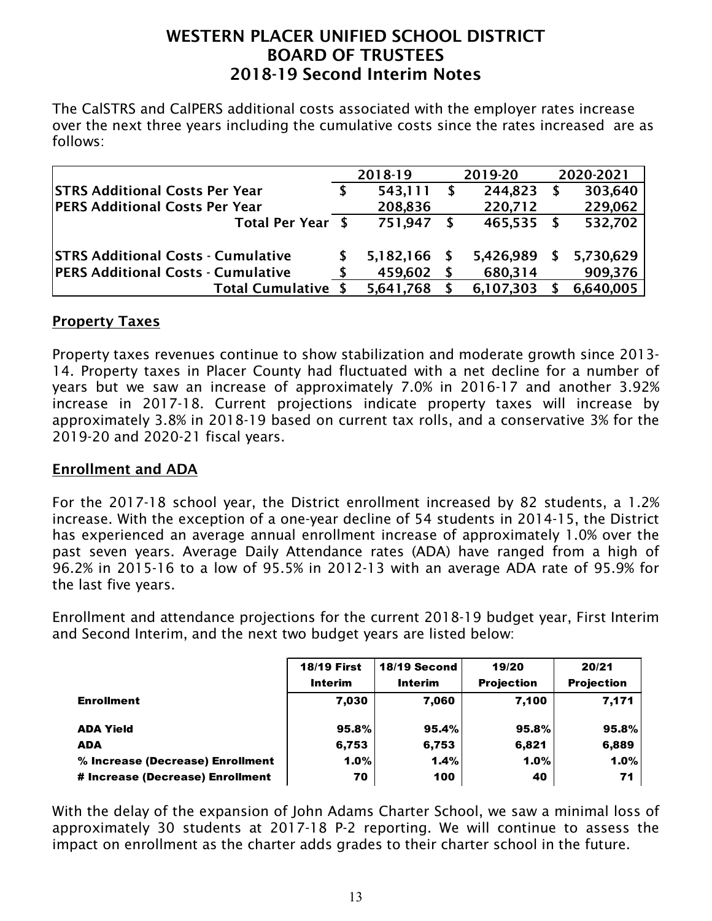# WESTERN PLACER UNIFIED SCHOOL DISTRICT
# BOARD OF TRUSTEES
# 2018-19 Second Interim Notes

The CalSTRS and CalPERS additional costs associated with the employer rates increase over the next three years including the cumulative costs since the rates increased are as follows:

| | 2018-19 | 2019-20 | 2020-2021 |
|---|---|---|---|
| **STRS Additional Costs Per Year** | $ 543,111 | $ 244,823 | $ 303,640 |
| **PERS Additional Costs Per Year** | 208,836 | 220,712 | 229,062 |
| **Total Per Year** | $ 751,947 | $ 465,535 | $ 532,702 |
| **STRS Additional Costs - Cumulative** | $ 5,182,166 | $ 5,426,989 | $ 5,730,629 |
| **PERS Additional Costs - Cumulative** | $ 459,602 | $ 680,314 | 909,376 |
| **Total Cumulative** | $ 5,641,768 | $ 6,107,303 | $ 6,640,005 |

## Property Taxes

Property taxes revenues continue to show stabilization and moderate growth since 2013-14. Property taxes in Placer County had fluctuated with a net decline for a number of years but we saw an increase of approximately 7.0% in 2016-17 and another 3.92% increase in 2017-18. Current projections indicate property taxes will increase by approximately 3.8% in 2018-19 based on current tax rolls, and a conservative 3% for the 2019-20 and 2020-21 fiscal years.

## Enrollment and ADA

For the 2017-18 school year, the District enrollment increased by 82 students, a 1.2% increase. With the exception of a one-year decline of 54 students in 2014-15, the District has experienced an average annual enrollment increase of approximately 1.0% over the past seven years. Average Daily Attendance rates (ADA) have ranged from a high of 96.2% in 2015-16 to a low of 95.5% in 2012-13 with an average ADA rate of 95.9% for the last five years.

Enrollment and attendance projections for the current 2018-19 budget year, First Interim and Second Interim, and the next two budget years are listed below:

| | 18/19 First Interim | 18/19 Second Interim | 19/20 Projection | 20/21 Projection |
|---|---|---|---|---|
| **Enrollment** | 7,030 | 7,060 | 7,100 | 7,171 |
| **ADA Yield** | 95.8% | 95.4% | 95.8% | 95.8% |
| **ADA** | 6,753 | 6,753 | 6,821 | 6,889 |
| **% Increase (Decrease) Enrollment** | 1.0% | 1.4% | 1.0% | 1.0% |
| **# Increase (Decrease) Enrollment** | 70 | 100 | 40 | 71 |

With the delay of the expansion of John Adams Charter School, we saw a minimal loss of approximately 30 students at 2017-18 P-2 reporting. We will continue to assess the impact on enrollment as the charter adds grades to their charter school in the future.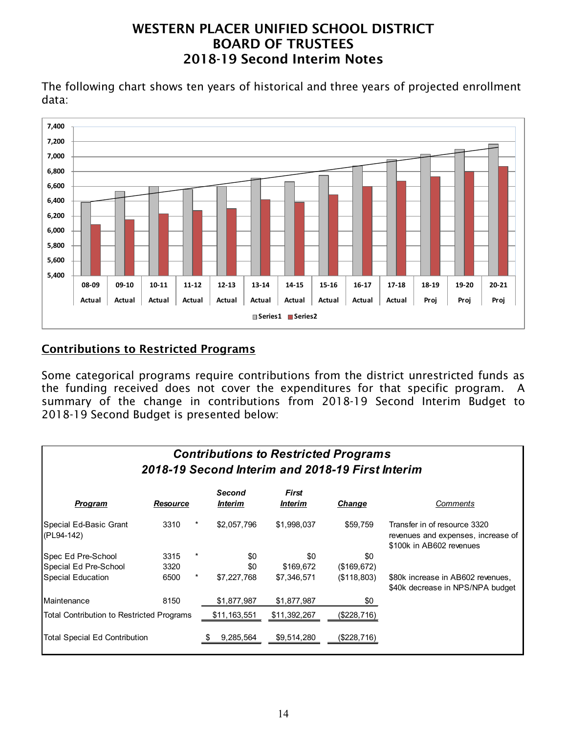# WESTERN PLACER UNIFIED SCHOOL DISTRICT
# BOARD OF TRUSTEES
# 2018-19 Second Interim Notes

The following chart shows ten years of historical and three years of projected enrollment data:

## Contributions to Restricted Programs

Some categorical programs require contributions from the district unrestricted funds as the funding received does not cover the expenditures for that specific program. A summary of the change in contributions from 2018-19 Second Interim Budget to 2018-19 Second Budget is presented below:

***Contributions to Restricted Programs***
***2018-19 Second Interim and 2018-19 First Interim***

| *Program* | *Resource* | | *Second Interim* | *First Interim* | *Change* | *Comments* |
|---|---|---|---|---|---|---|
| Special Ed-Basic Grant (PL94-142) | 3310 | * | $2,057,796 | $1,998,037 | $59,759 | Transfer in of resource 3320 revenues and expenses, increase of $100k in AB602 revenues |
| Spec Ed Pre-School | 3315 | * | $0 | $0 | $0 | |
| Special Ed Pre-School | 3320 | | $0 | $169,672 | ($169,672) | |
| Special Education | 6500 | * | $7,227,768 | $7,346,571 | ($118,803) | $80k increase in AB602 revenues, $40k decrease in NPS/NPA budget |
| Maintenance | 8150 | | $1,877,987 | $1,877,987 | $0 | |
| Total Contribution to Restricted Programs | | | $11,163,551 | $11,392,267 | ($228,716) | |
| Total Special Ed Contribution | | | $ 9,285,564 | $9,514,280 | ($228,716) | |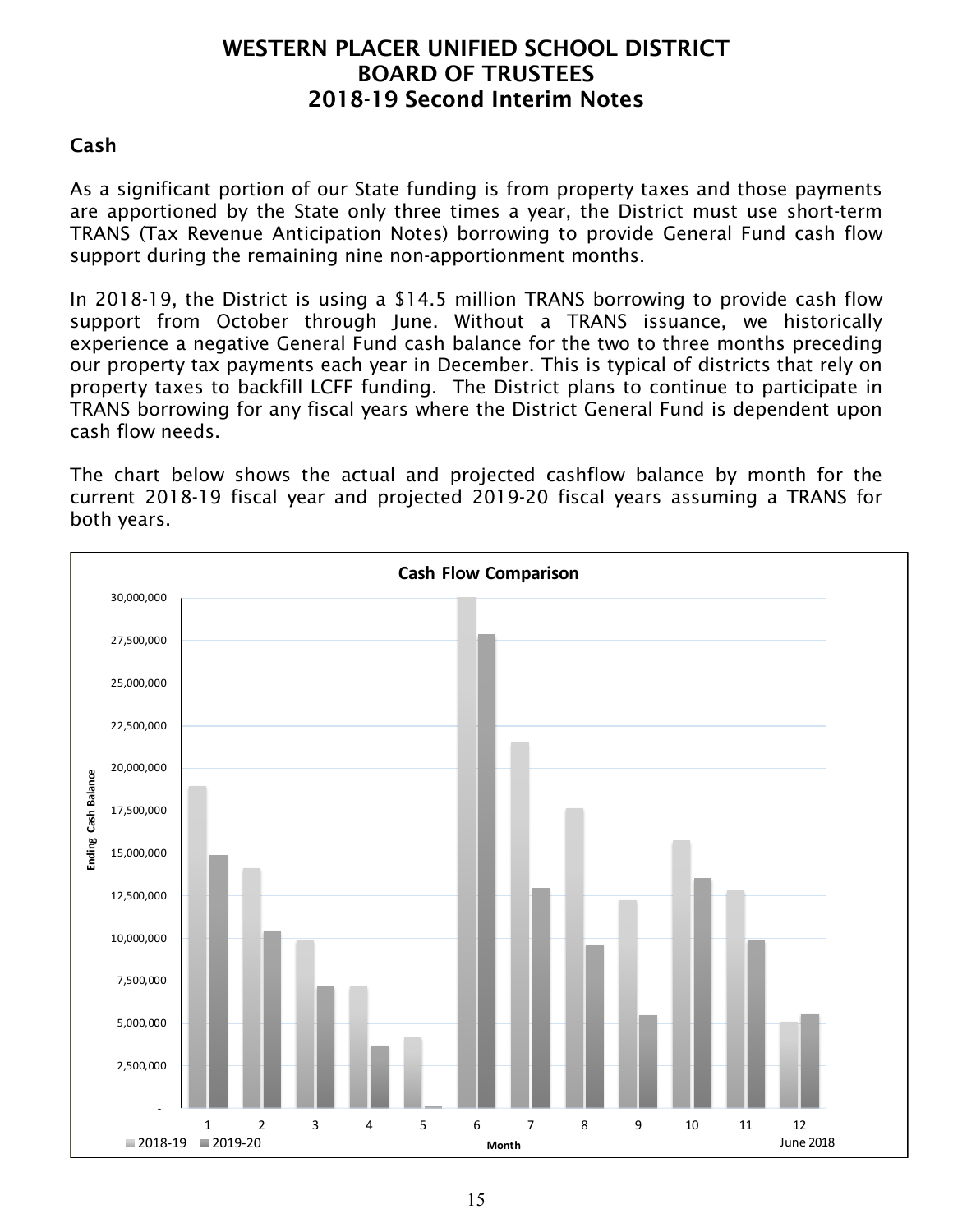# WESTERN PLACER UNIFIED SCHOOL DISTRICT
# BOARD OF TRUSTEES
# 2018-19 Second Interim Notes

## Cash

As a significant portion of our State funding is from property taxes and those payments are apportioned by the State only three times a year, the District must use short-term TRANS (Tax Revenue Anticipation Notes) borrowing to provide General Fund cash flow support during the remaining nine non-apportionment months.

In 2018-19, the District is using a $14.5 million TRANS borrowing to provide cash flow support from October through June. Without a TRANS issuance, we historically experience a negative General Fund cash balance for the two to three months preceding our property tax payments each year in December. This is typical of districts that rely on property taxes to backfill LCFF funding. The District plans to continue to participate in TRANS borrowing for any fiscal years where the District General Fund is dependent upon cash flow needs.

The chart below shows the actual and projected cashflow balance by month for the current 2018-19 fiscal year and projected 2019-20 fiscal years assuming a TRANS for both years.

**Cash Flow Comparison**

Y-axis: Ending Cash Balance (- to 30,000,000); X-axis: Month (1–12, June 2018); Series: 2018-19, 2019-20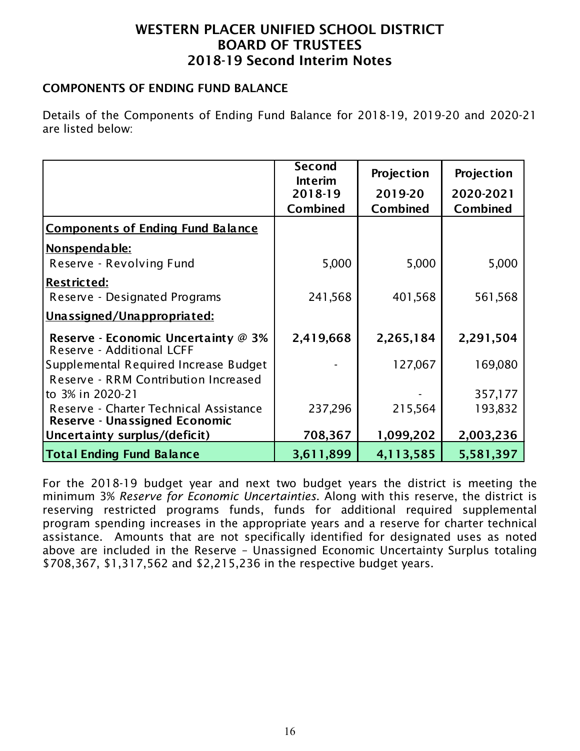# WESTERN PLACER UNIFIED SCHOOL DISTRICT
# BOARD OF TRUSTEES
# 2018-19 Second Interim Notes

## COMPONENTS OF ENDING FUND BALANCE

Details of the Components of Ending Fund Balance for 2018-19, 2019-20 and 2020-21 are listed below:

| | Second Interim 2018-19 Combined | Projection 2019-20 Combined | Projection 2020-2021 Combined |
|---|---|---|---|
| **Components of Ending Fund Balance** | | | |
| **Nonspendable:** | | | |
| Reserve - Revolving Fund | 5,000 | 5,000 | 5,000 |
| **Restricted:** | | | |
| Reserve - Designated Programs | 241,568 | 401,568 | 561,568 |
| **Unassigned/Unappropriated:** | | | |
| **Reserve - Economic Uncertainty @ 3%** | **2,419,668** | **2,265,184** | **2,291,504** |
| Reserve - Additional LCFF Supplemental Required Increase Budget | - | 127,067 | 169,080 |
| Reserve - RRM Contribution Increased to 3% in 2020-21 | | - | 357,177 |
| Reserve - Charter Technical Assistance | 237,296 | 215,564 | 193,832 |
| **Reserve - Unassigned Economic Uncertainty surplus/(deficit)** | **708,367** | **1,099,202** | **2,003,236** |
| **Total Ending Fund Balance** | **3,611,899** | **4,113,585** | **5,581,397** |

For the 2018-19 budget year and next two budget years the district is meeting the minimum 3% *Reserve for Economic Uncertainties*. Along with this reserve, the district is reserving restricted programs funds, funds for additional required supplemental program spending increases in the appropriate years and a reserve for charter technical assistance. Amounts that are not specifically identified for designated uses as noted above are included in the Reserve – Unassigned Economic Uncertainty Surplus totaling $708,367, $1,317,562 and $2,215,236 in the respective budget years.